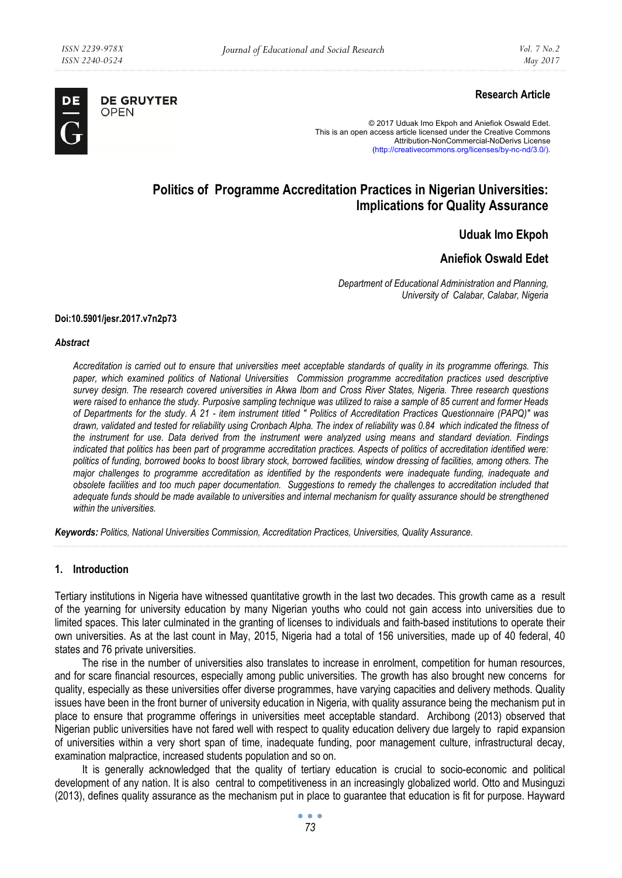**Research Article**

© 2017 Uduak Imo Ekpoh and Aniefiok Oswald Edet.
This is an open access article licensed under the Creative Commons Attribution-NonCommercial-NoDerivs License (http://creativecommons.org/licenses/by-nc-nd/3.0/).

# Politics of Programme Accreditation Practices in Nigerian Universities: Implications for Quality Assurance

**Uduak Imo Ekpoh**

**Aniefiok Oswald Edet**

*Department of Educational Administration and Planning, University of Calabar, Calabar, Nigeria*

**Doi:10.5901/jesr.2017.v7n2p73**

### *Abstract*

*Accreditation is carried out to ensure that universities meet acceptable standards of quality in its programme offerings. This paper, which examined politics of National Universities Commission programme accreditation practices used descriptive survey design. The research covered universities in Akwa Ibom and Cross River States, Nigeria. Three research questions were raised to enhance the study. Purposive sampling technique was utilized to raise a sample of 85 current and former Heads of Departments for the study. A 21 - item instrument titled " Politics of Accreditation Practices Questionnaire (PAPQ)" was drawn, validated and tested for reliability using Cronbach Alpha. The index of reliability was 0.84 which indicated the fitness of the instrument for use. Data derived from the instrument were analyzed using means and standard deviation. Findings indicated that politics has been part of programme accreditation practices. Aspects of politics of accreditation identified were: politics of funding, borrowed books to boost library stock, borrowed facilities, window dressing of facilities, among others. The major challenges to programme accreditation as identified by the respondents were inadequate funding, inadequate and obsolete facilities and too much paper documentation. Suggestions to remedy the challenges to accreditation included that adequate funds should be made available to universities and internal mechanism for quality assurance should be strengthened within the universities.*

***Keywords:*** *Politics, National Universities Commission, Accreditation Practices, Universities, Quality Assurance.*

## 1. Introduction

Tertiary institutions in Nigeria have witnessed quantitative growth in the last two decades. This growth came as a result of the yearning for university education by many Nigerian youths who could not gain access into universities due to limited spaces. This later culminated in the granting of licenses to individuals and faith-based institutions to operate their own universities. As at the last count in May, 2015, Nigeria had a total of 156 universities, made up of 40 federal, 40 states and 76 private universities.

The rise in the number of universities also translates to increase in enrolment, competition for human resources, and for scare financial resources, especially among public universities. The growth has also brought new concerns for quality, especially as these universities offer diverse programmes, have varying capacities and delivery methods. Quality issues have been in the front burner of university education in Nigeria, with quality assurance being the mechanism put in place to ensure that programme offerings in universities meet acceptable standard. Archibong (2013) observed that Nigerian public universities have not fared well with respect to quality education delivery due largely to rapid expansion of universities within a very short span of time, inadequate funding, poor management culture, infrastructural decay, examination malpractice, increased students population and so on.

It is generally acknowledged that the quality of tertiary education is crucial to socio-economic and political development of any nation. It is also central to competitiveness in an increasingly globalized world. Otto and Musinguzi (2013), defines quality assurance as the mechanism put in place to guarantee that education is fit for purpose. Hayward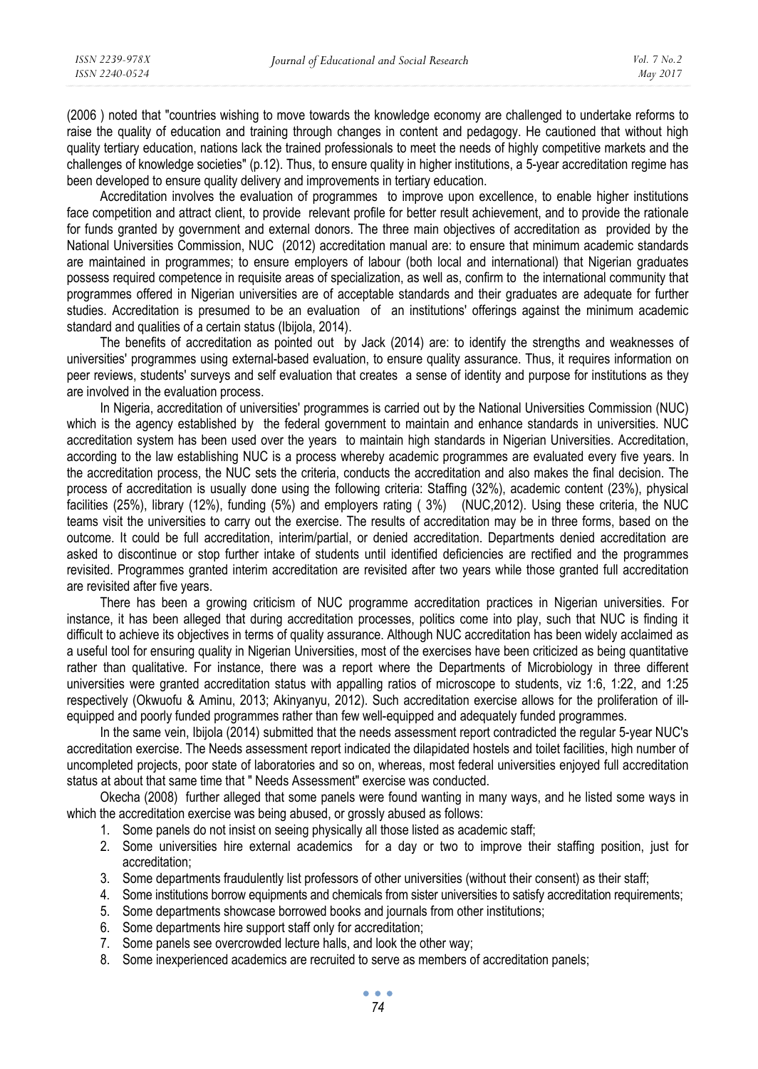(2006 ) noted that "countries wishing to move towards the knowledge economy are challenged to undertake reforms to raise the quality of education and training through changes in content and pedagogy. He cautioned that without high quality tertiary education, nations lack the trained professionals to meet the needs of highly competitive markets and the challenges of knowledge societies" (p.12). Thus, to ensure quality in higher institutions, a 5-year accreditation regime has been developed to ensure quality delivery and improvements in tertiary education.

Accreditation involves the evaluation of programmes to improve upon excellence, to enable higher institutions face competition and attract client, to provide relevant profile for better result achievement, and to provide the rationale for funds granted by government and external donors. The three main objectives of accreditation as provided by the National Universities Commission, NUC (2012) accreditation manual are: to ensure that minimum academic standards are maintained in programmes; to ensure employers of labour (both local and international) that Nigerian graduates possess required competence in requisite areas of specialization, as well as, confirm to the international community that programmes offered in Nigerian universities are of acceptable standards and their graduates are adequate for further studies. Accreditation is presumed to be an evaluation of an institutions' offerings against the minimum academic standard and qualities of a certain status (Ibijola, 2014).

The benefits of accreditation as pointed out by Jack (2014) are: to identify the strengths and weaknesses of universities' programmes using external-based evaluation, to ensure quality assurance. Thus, it requires information on peer reviews, students' surveys and self evaluation that creates a sense of identity and purpose for institutions as they are involved in the evaluation process.

In Nigeria, accreditation of universities' programmes is carried out by the National Universities Commission (NUC) which is the agency established by the federal government to maintain and enhance standards in universities. NUC accreditation system has been used over the years to maintain high standards in Nigerian Universities. Accreditation, according to the law establishing NUC is a process whereby academic programmes are evaluated every five years. In the accreditation process, the NUC sets the criteria, conducts the accreditation and also makes the final decision. The process of accreditation is usually done using the following criteria: Staffing (32%), academic content (23%), physical facilities (25%), library (12%), funding (5%) and employers rating ( 3%) (NUC,2012). Using these criteria, the NUC teams visit the universities to carry out the exercise. The results of accreditation may be in three forms, based on the outcome. It could be full accreditation, interim/partial, or denied accreditation. Departments denied accreditation are asked to discontinue or stop further intake of students until identified deficiencies are rectified and the programmes revisited. Programmes granted interim accreditation are revisited after two years while those granted full accreditation are revisited after five years.

There has been a growing criticism of NUC programme accreditation practices in Nigerian universities. For instance, it has been alleged that during accreditation processes, politics come into play, such that NUC is finding it difficult to achieve its objectives in terms of quality assurance. Although NUC accreditation has been widely acclaimed as a useful tool for ensuring quality in Nigerian Universities, most of the exercises have been criticized as being quantitative rather than qualitative. For instance, there was a report where the Departments of Microbiology in three different universities were granted accreditation status with appalling ratios of microscope to students, viz 1:6, 1:22, and 1:25 respectively (Okwuofu & Aminu, 2013; Akinyanyu, 2012). Such accreditation exercise allows for the proliferation of ill-equipped and poorly funded programmes rather than few well-equipped and adequately funded programmes.

In the same vein, Ibijola (2014) submitted that the needs assessment report contradicted the regular 5-year NUC's accreditation exercise. The Needs assessment report indicated the dilapidated hostels and toilet facilities, high number of uncompleted projects, poor state of laboratories and so on, whereas, most federal universities enjoyed full accreditation status at about that same time that " Needs Assessment" exercise was conducted.

Okecha (2008) further alleged that some panels were found wanting in many ways, and he listed some ways in which the accreditation exercise was being abused, or grossly abused as follows:

1. Some panels do not insist on seeing physically all those listed as academic staff;
2. Some universities hire external academics for a day or two to improve their staffing position, just for accreditation;
3. Some departments fraudulently list professors of other universities (without their consent) as their staff;
4. Some institutions borrow equipments and chemicals from sister universities to satisfy accreditation requirements;
5. Some departments showcase borrowed books and journals from other institutions;
6. Some departments hire support staff only for accreditation;
7. Some panels see overcrowded lecture halls, and look the other way;
8. Some inexperienced academics are recruited to serve as members of accreditation panels;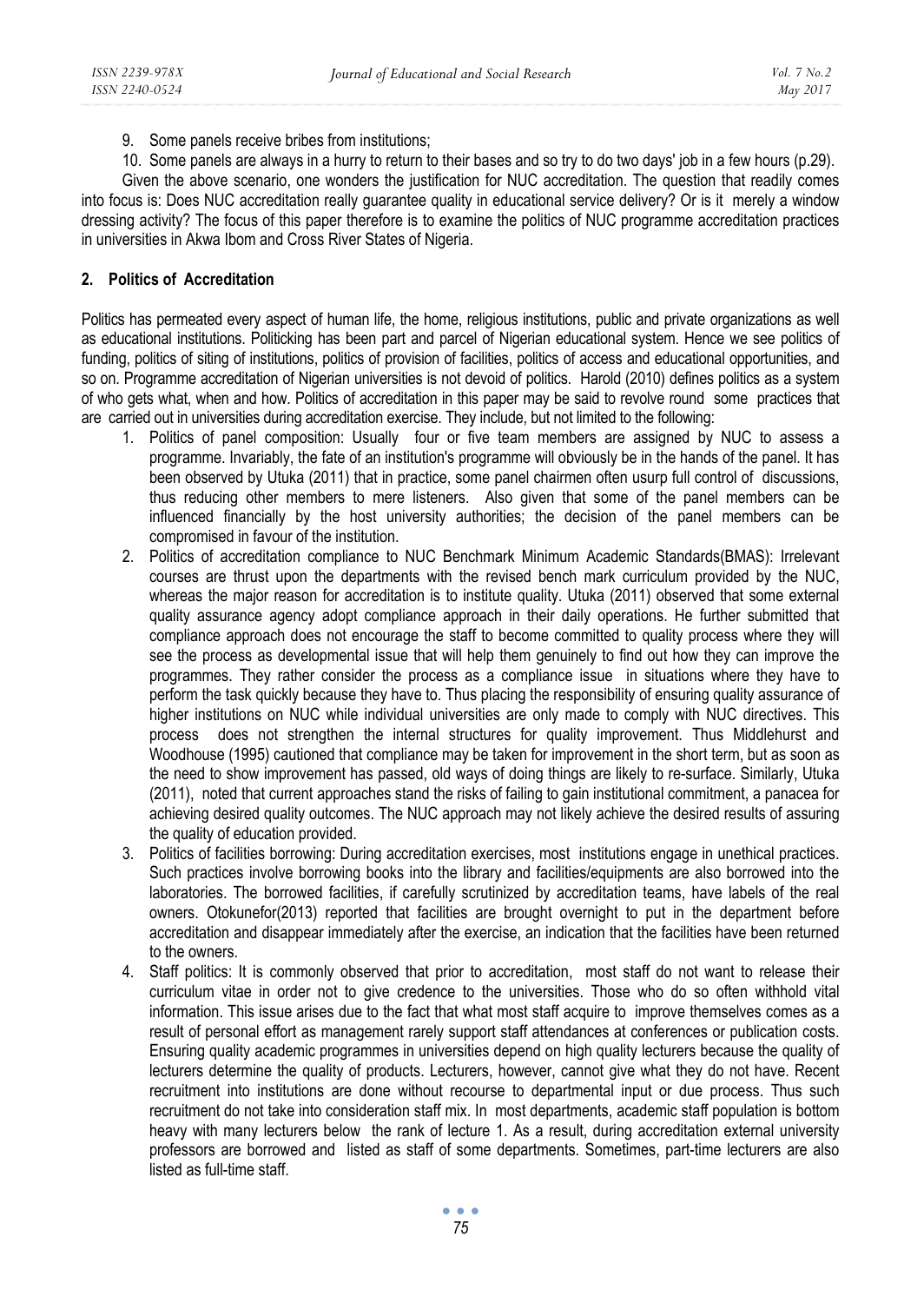9. Some panels receive bribes from institutions;
10. Some panels are always in a hurry to return to their bases and so try to do two days' job in a few hours (p.29).

Given the above scenario, one wonders the justification for NUC accreditation. The question that readily comes into focus is: Does NUC accreditation really guarantee quality in educational service delivery? Or is it merely a window dressing activity? The focus of this paper therefore is to examine the politics of NUC programme accreditation practices in universities in Akwa Ibom and Cross River States of Nigeria.

## 2. Politics of Accreditation

Politics has permeated every aspect of human life, the home, religious institutions, public and private organizations as well as educational institutions. Politicking has been part and parcel of Nigerian educational system. Hence we see politics of funding, politics of siting of institutions, politics of provision of facilities, politics of access and educational opportunities, and so on. Programme accreditation of Nigerian universities is not devoid of politics. Harold (2010) defines politics as a system of who gets what, when and how. Politics of accreditation in this paper may be said to revolve round some practices that are carried out in universities during accreditation exercise. They include, but not limited to the following:

1. Politics of panel composition: Usually four or five team members are assigned by NUC to assess a programme. Invariably, the fate of an institution's programme will obviously be in the hands of the panel. It has been observed by Utuka (2011) that in practice, some panel chairmen often usurp full control of discussions, thus reducing other members to mere listeners. Also given that some of the panel members can be influenced financially by the host university authorities; the decision of the panel members can be compromised in favour of the institution.
2. Politics of accreditation compliance to NUC Benchmark Minimum Academic Standards(BMAS): Irrelevant courses are thrust upon the departments with the revised bench mark curriculum provided by the NUC, whereas the major reason for accreditation is to institute quality. Utuka (2011) observed that some external quality assurance agency adopt compliance approach in their daily operations. He further submitted that compliance approach does not encourage the staff to become committed to quality process where they will see the process as developmental issue that will help them genuinely to find out how they can improve the programmes. They rather consider the process as a compliance issue in situations where they have to perform the task quickly because they have to. Thus placing the responsibility of ensuring quality assurance of higher institutions on NUC while individual universities are only made to comply with NUC directives. This process does not strengthen the internal structures for quality improvement. Thus Middlehurst and Woodhouse (1995) cautioned that compliance may be taken for improvement in the short term, but as soon as the need to show improvement has passed, old ways of doing things are likely to re-surface. Similarly, Utuka (2011), noted that current approaches stand the risks of failing to gain institutional commitment, a panacea for achieving desired quality outcomes. The NUC approach may not likely achieve the desired results of assuring the quality of education provided.
3. Politics of facilities borrowing: During accreditation exercises, most institutions engage in unethical practices. Such practices involve borrowing books into the library and facilities/equipments are also borrowed into the laboratories. The borrowed facilities, if carefully scrutinized by accreditation teams, have labels of the real owners. Otokunefor(2013) reported that facilities are brought overnight to put in the department before accreditation and disappear immediately after the exercise, an indication that the facilities have been returned to the owners.
4. Staff politics: It is commonly observed that prior to accreditation, most staff do not want to release their curriculum vitae in order not to give credence to the universities. Those who do so often withhold vital information. This issue arises due to the fact that what most staff acquire to improve themselves comes as a result of personal effort as management rarely support staff attendances at conferences or publication costs. Ensuring quality academic programmes in universities depend on high quality lecturers because the quality of lecturers determine the quality of products. Lecturers, however, cannot give what they do not have. Recent recruitment into institutions are done without recourse to departmental input or due process. Thus such recruitment do not take into consideration staff mix. In most departments, academic staff population is bottom heavy with many lecturers below the rank of lecture 1. As a result, during accreditation external university professors are borrowed and listed as staff of some departments. Sometimes, part-time lecturers are also listed as full-time staff.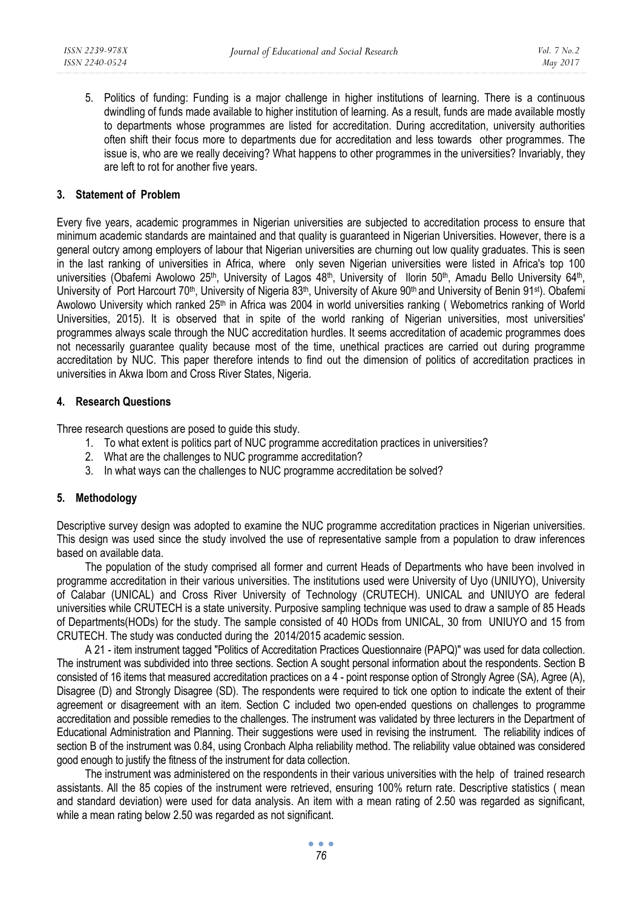5. Politics of funding: Funding is a major challenge in higher institutions of learning. There is a continuous dwindling of funds made available to higher institution of learning. As a result, funds are made available mostly to departments whose programmes are listed for accreditation. During accreditation, university authorities often shift their focus more to departments due for accreditation and less towards other programmes. The issue is, who are we really deceiving? What happens to other programmes in the universities? Invariably, they are left to rot for another five years.

## 3. Statement of Problem

Every five years, academic programmes in Nigerian universities are subjected to accreditation process to ensure that minimum academic standards are maintained and that quality is guaranteed in Nigerian Universities. However, there is a general outcry among employers of labour that Nigerian universities are churning out low quality graduates. This is seen in the last ranking of universities in Africa, where only seven Nigerian universities were listed in Africa's top 100 universities (Obafemi Awolowo 25th, University of Lagos 48th, University of Ilorin 50th, Amadu Bello University 64th, University of Port Harcourt 70th, University of Nigeria 83th, University of Akure 90th and University of Benin 91st). Obafemi Awolowo University which ranked 25th in Africa was 2004 in world universities ranking ( Webometrics ranking of World Universities, 2015). It is observed that in spite of the world ranking of Nigerian universities, most universities' programmes always scale through the NUC accreditation hurdles. It seems accreditation of academic programmes does not necessarily guarantee quality because most of the time, unethical practices are carried out during programme accreditation by NUC. This paper therefore intends to find out the dimension of politics of accreditation practices in universities in Akwa Ibom and Cross River States, Nigeria.

## 4. Research Questions

Three research questions are posed to guide this study.

1. To what extent is politics part of NUC programme accreditation practices in universities?
2. What are the challenges to NUC programme accreditation?
3. In what ways can the challenges to NUC programme accreditation be solved?

## 5. Methodology

Descriptive survey design was adopted to examine the NUC programme accreditation practices in Nigerian universities. This design was used since the study involved the use of representative sample from a population to draw inferences based on available data.

The population of the study comprised all former and current Heads of Departments who have been involved in programme accreditation in their various universities. The institutions used were University of Uyo (UNIUYO), University of Calabar (UNICAL) and Cross River University of Technology (CRUTECH). UNICAL and UNIUYO are federal universities while CRUTECH is a state university. Purposive sampling technique was used to draw a sample of 85 Heads of Departments(HODs) for the study. The sample consisted of 40 HODs from UNICAL, 30 from UNIUYO and 15 from CRUTECH. The study was conducted during the 2014/2015 academic session.

A 21 - item instrument tagged "Politics of Accreditation Practices Questionnaire (PAPQ)" was used for data collection. The instrument was subdivided into three sections. Section A sought personal information about the respondents. Section B consisted of 16 items that measured accreditation practices on a 4 - point response option of Strongly Agree (SA), Agree (A), Disagree (D) and Strongly Disagree (SD). The respondents were required to tick one option to indicate the extent of their agreement or disagreement with an item. Section C included two open-ended questions on challenges to programme accreditation and possible remedies to the challenges. The instrument was validated by three lecturers in the Department of Educational Administration and Planning. Their suggestions were used in revising the instrument. The reliability indices of section B of the instrument was 0.84, using Cronbach Alpha reliability method. The reliability value obtained was considered good enough to justify the fitness of the instrument for data collection.

The instrument was administered on the respondents in their various universities with the help of trained research assistants. All the 85 copies of the instrument were retrieved, ensuring 100% return rate. Descriptive statistics ( mean and standard deviation) were used for data analysis. An item with a mean rating of 2.50 was regarded as significant, while a mean rating below 2.50 was regarded as not significant.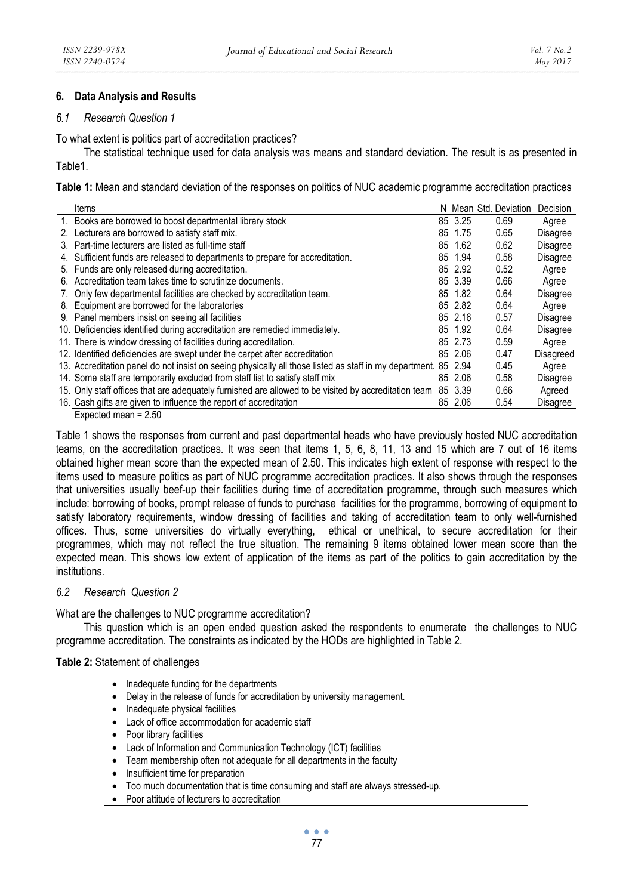## 6. Data Analysis and Results

### *6.1 Research Question 1*

To what extent is politics part of accreditation practices?

The statistical technique used for data analysis was means and standard deviation. The result is as presented in Table1.

**Table 1:** Mean and standard deviation of the responses on politics of NUC academic programme accreditation practices

| Items | N | Mean | Std. Deviation | Decision |
|---|---|---|---|---|
| 1. Books are borrowed to boost departmental library stock | 85 | 3.25 | 0.69 | Agree |
| 2. Lecturers are borrowed to satisfy staff mix. | 85 | 1.75 | 0.65 | Disagree |
| 3. Part-time lecturers are listed as full-time staff | 85 | 1.62 | 0.62 | Disagree |
| 4. Sufficient funds are released to departments to prepare for accreditation. | 85 | 1.94 | 0.58 | Disagree |
| 5. Funds are only released during accreditation. | 85 | 2.92 | 0.52 | Agree |
| 6. Accreditation team takes time to scrutinize documents. | 85 | 3.39 | 0.66 | Agree |
| 7. Only few departmental facilities are checked by accreditation team. | 85 | 1.82 | 0.64 | Disagree |
| 8. Equipment are borrowed for the laboratories | 85 | 2.82 | 0.64 | Agree |
| 9. Panel members insist on seeing all facilities | 85 | 2.16 | 0.57 | Disagree |
| 10. Deficiencies identified during accreditation are remedied immediately. | 85 | 1.92 | 0.64 | Disagree |
| 11. There is window dressing of facilities during accreditation. | 85 | 2.73 | 0.59 | Agree |
| 12. Identified deficiencies are swept under the carpet after accreditation | 85 | 2.06 | 0.47 | Disagreed |
| 13. Accreditation panel do not insist on seeing physically all those listed as staff in my department. | 85 | 2.94 | 0.45 | Agree |
| 14. Some staff are temporarily excluded from staff list to satisfy staff mix | 85 | 2.06 | 0.58 | Disagree |
| 15. Only staff offices that are adequately furnished are allowed to be visited by accreditation team | 85 | 3.39 | 0.66 | Agreed |
| 16. Cash gifts are given to influence the report of accreditation | 85 | 2.06 | 0.54 | Disagree |

Expected mean = 2.50

Table 1 shows the responses from current and past departmental heads who have previously hosted NUC accreditation teams, on the accreditation practices. It was seen that items 1, 5, 6, 8, 11, 13 and 15 which are 7 out of 16 items obtained higher mean score than the expected mean of 2.50. This indicates high extent of response with respect to the items used to measure politics as part of NUC programme accreditation practices. It also shows through the responses that universities usually beef-up their facilities during time of accreditation programme, through such measures which include: borrowing of books, prompt release of funds to purchase facilities for the programme, borrowing of equipment to satisfy laboratory requirements, window dressing of facilities and taking of accreditation team to only well-furnished offices. Thus, some universities do virtually everything, ethical or unethical, to secure accreditation for their programmes, which may not reflect the true situation. The remaining 9 items obtained lower mean score than the expected mean. This shows low extent of application of the items as part of the politics to gain accreditation by the institutions.

### *6.2 Research Question 2*

What are the challenges to NUC programme accreditation?

This question which is an open ended question asked the respondents to enumerate the challenges to NUC programme accreditation. The constraints as indicated by the HODs are highlighted in Table 2.

**Table 2:** Statement of challenges

- Inadequate funding for the departments
- Delay in the release of funds for accreditation by university management.
- Inadequate physical facilities
- Lack of office accommodation for academic staff
- Poor library facilities
- Lack of Information and Communication Technology (ICT) facilities
- Team membership often not adequate for all departments in the faculty
- Insufficient time for preparation
- Too much documentation that is time consuming and staff are always stressed-up.
- Poor attitude of lecturers to accreditation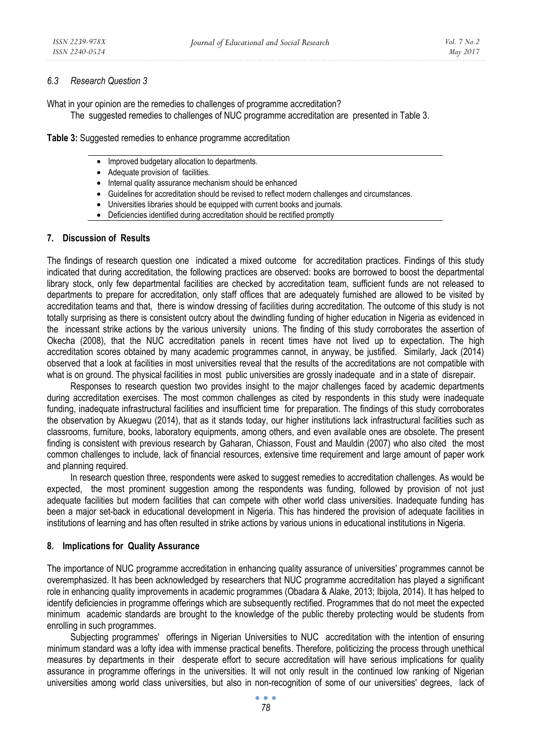### 6.3 Research Question 3

What in your opinion are the remedies to challenges of programme accreditation?

The suggested remedies to challenges of NUC programme accreditation are presented in Table 3.

**Table 3:** Suggested remedies to enhance programme accreditation

- Improved budgetary allocation to departments.
- Adequate provision of facilities.
- Internal quality assurance mechanism should be enhanced
- Guidelines for accreditation should be revised to reflect modern challenges and circumstances.
- Universities libraries should be equipped with current books and journals.
- Deficiencies identified during accreditation should be rectified promptly

## 7. Discussion of Results

The findings of research question one indicated a mixed outcome for accreditation practices. Findings of this study indicated that during accreditation, the following practices are observed: books are borrowed to boost the departmental library stock, only few departmental facilities are checked by accreditation team, sufficient funds are not released to departments to prepare for accreditation, only staff offices that are adequately furnished are allowed to be visited by accreditation teams and that, there is window dressing of facilities during accreditation. The outcome of this study is not totally surprising as there is consistent outcry about the dwindling funding of higher education in Nigeria as evidenced in the incessant strike actions by the various university unions. The finding of this study corroborates the assertion of Okecha (2008), that the NUC accreditation panels in recent times have not lived up to expectation. The high accreditation scores obtained by many academic programmes cannot, in anyway, be justified. Similarly, Jack (2014) observed that a look at facilities in most universities reveal that the results of the accreditations are not compatible with what is on ground. The physical facilities in most public universities are grossly inadequate and in a state of disrepair.

Responses to research question two provides insight to the major challenges faced by academic departments during accreditation exercises. The most common challenges as cited by respondents in this study were inadequate funding, inadequate infrastructural facilities and insufficient time for preparation. The findings of this study corroborates the observation by Akuegwu (2014), that as it stands today, our higher institutions lack infrastructural facilities such as classrooms, furniture, books, laboratory equipments, among others, and even available ones are obsolete. The present finding is consistent with previous research by Gaharan, Chiasson, Foust and Mauldin (2007) who also cited the most common challenges to include, lack of financial resources, extensive time requirement and large amount of paper work and planning required.

In research question three, respondents were asked to suggest remedies to accreditation challenges. As would be expected, the most prominent suggestion among the respondents was funding, followed by provision of not just adequate facilities but modern facilities that can compete with other world class universities. Inadequate funding has been a major set-back in educational development in Nigeria. This has hindered the provision of adequate facilities in institutions of learning and has often resulted in strike actions by various unions in educational institutions in Nigeria.

## 8. Implications for Quality Assurance

The importance of NUC programme accreditation in enhancing quality assurance of universities' programmes cannot be overemphasized. It has been acknowledged by researchers that NUC programme accreditation has played a significant role in enhancing quality improvements in academic programmes (Obadara & Alake, 2013; Ibijola, 2014). It has helped to identify deficiencies in programme offerings which are subsequently rectified. Programmes that do not meet the expected minimum academic standards are brought to the knowledge of the public thereby protecting would be students from enrolling in such programmes.

Subjecting programmes' offerings in Nigerian Universities to NUC accreditation with the intention of ensuring minimum standard was a lofty idea with immense practical benefits. Therefore, politicizing the process through unethical measures by departments in their desperate effort to secure accreditation will have serious implications for quality assurance in programme offerings in the universities. It will not only result in the continued low ranking of Nigerian universities among world class universities, but also in non-recognition of some of our universities' degrees, lack of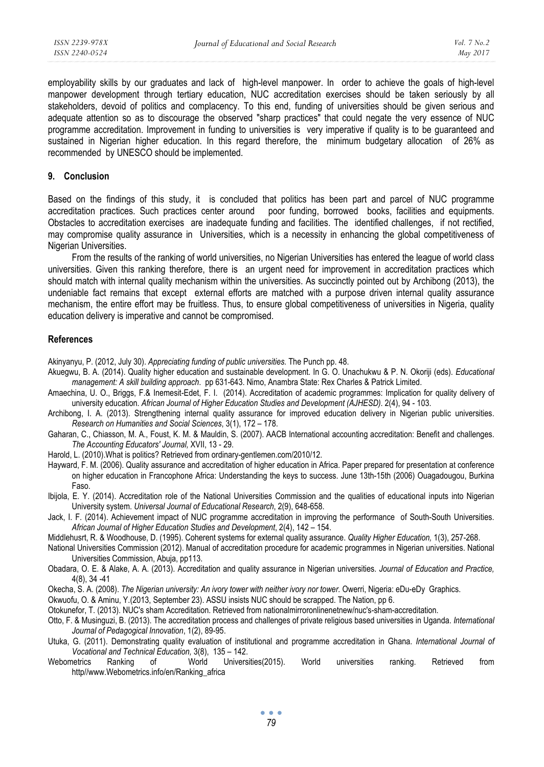employability skills by our graduates and lack of high-level manpower. In order to achieve the goals of high-level manpower development through tertiary education, NUC accreditation exercises should be taken seriously by all stakeholders, devoid of politics and complacency. To this end, funding of universities should be given serious and adequate attention so as to discourage the observed "sharp practices" that could negate the very essence of NUC programme accreditation. Improvement in funding to universities is very imperative if quality is to be guaranteed and sustained in Nigerian higher education. In this regard therefore, the minimum budgetary allocation of 26% as recommended by UNESCO should be implemented.

## 9. Conclusion

Based on the findings of this study, it is concluded that politics has been part and parcel of NUC programme accreditation practices. Such practices center around poor funding, borrowed books, facilities and equipments. Obstacles to accreditation exercises are inadequate funding and facilities. The identified challenges, if not rectified, may compromise quality assurance in Universities, which is a necessity in enhancing the global competitiveness of Nigerian Universities.

From the results of the ranking of world universities, no Nigerian Universities has entered the league of world class universities. Given this ranking therefore, there is an urgent need for improvement in accreditation practices which should match with internal quality mechanism within the universities. As succinctly pointed out by Archibong (2013), the undeniable fact remains that except external efforts are matched with a purpose driven internal quality assurance mechanism, the entire effort may be fruitless. Thus, to ensure global competitiveness of universities in Nigeria, quality education delivery is imperative and cannot be compromised.

## References

Akinyanyu, P. (2012, July 30). *Appreciating funding of public universities.* The Punch pp. 48.

Akuegwu, B. A. (2014). Quality higher education and sustainable development. In G. O. Unachukwu & P. N. Okoriji (eds). *Educational management: A skill building approach*. pp 631-643. Nimo, Anambra State: Rex Charles & Patrick Limited.

Amaechina, U. O., Briggs, F.& Inemesit-Edet, F. I. (2014). Accreditation of academic programmes: Implication for quality delivery of university education. *African Journal of Higher Education Studies and Development (AJHESD).* 2(4), 94 - 103.

Archibong, I. A. (2013). Strengthening internal quality assurance for improved education delivery in Nigerian public universities. *Research on Humanities and Social Sciences*, 3(1), 172 – 178.

Gaharan, C., Chiasson, M. A., Foust, K. M. & Mauldin, S. (2007). AACB International accounting accreditation: Benefit and challenges. *The Accounting Educators' Journal,* XVII, 13 - 29.

Harold, L. (2010).What is politics? Retrieved from ordinary-gentlemen.com/2010/12.

Hayward, F. M. (2006). Quality assurance and accreditation of higher education in Africa. Paper prepared for presentation at conference on higher education in Francophone Africa: Understanding the keys to success. June 13th-15th (2006) Ouagadougou, Burkina Faso.

Ibijola, E. Y. (2014). Accreditation role of the National Universities Commission and the qualities of educational inputs into Nigerian University system. *Universal Journal of Educational Research*, 2(9), 648-658.

Jack, I. F. (2014). Achievement impact of NUC programme accreditation in improving the performance of South-South Universities. *African Journal of Higher Education Studies and Development*, 2(4), 142 – 154.

Middlehusrt, R. & Woodhouse, D. (1995). Coherent systems for external quality assurance. *Quality Higher Education,* 1(3), 257-268.

National Universities Commission (2012). Manual of accreditation procedure for academic programmes in Nigerian universities. National Universities Commission, Abuja, pp113.

Obadara, O. E. & Alake, A. A. (2013). Accreditation and quality assurance in Nigerian universities. *Journal of Education and Practice,* 4(8), 34 -41

Okecha, S. A. (2008). *The Nigerian university: An ivory tower with neither ivory nor tower.* Owerri, Nigeria: eDu-eDy Graphics.

Okwuofu, O. & Aminu, Y.(2013, September 23). ASSU insists NUC should be scrapped. The Nation, pp 6.

Otokunefor, T. (2013). NUC's sham Accreditation. Retrieved from nationalmirroronlinenetnew/nuc's-sham-accreditation.

Otto, F. & Musinguzi, B. (2013). The accreditation process and challenges of private religious based universities in Uganda. *International Journal of Pedagogical Innovation*, 1(2), 89-95.

Utuka, G. (2011). Demonstrating quality evaluation of institutional and programme accreditation in Ghana. *International Journal of Vocational and Technical Education,* 3(8), 135 – 142.

Webometrics Ranking of World Universities(2015). World universities ranking. Retrieved from http//www.Webometrics.info/en/Ranking_africa